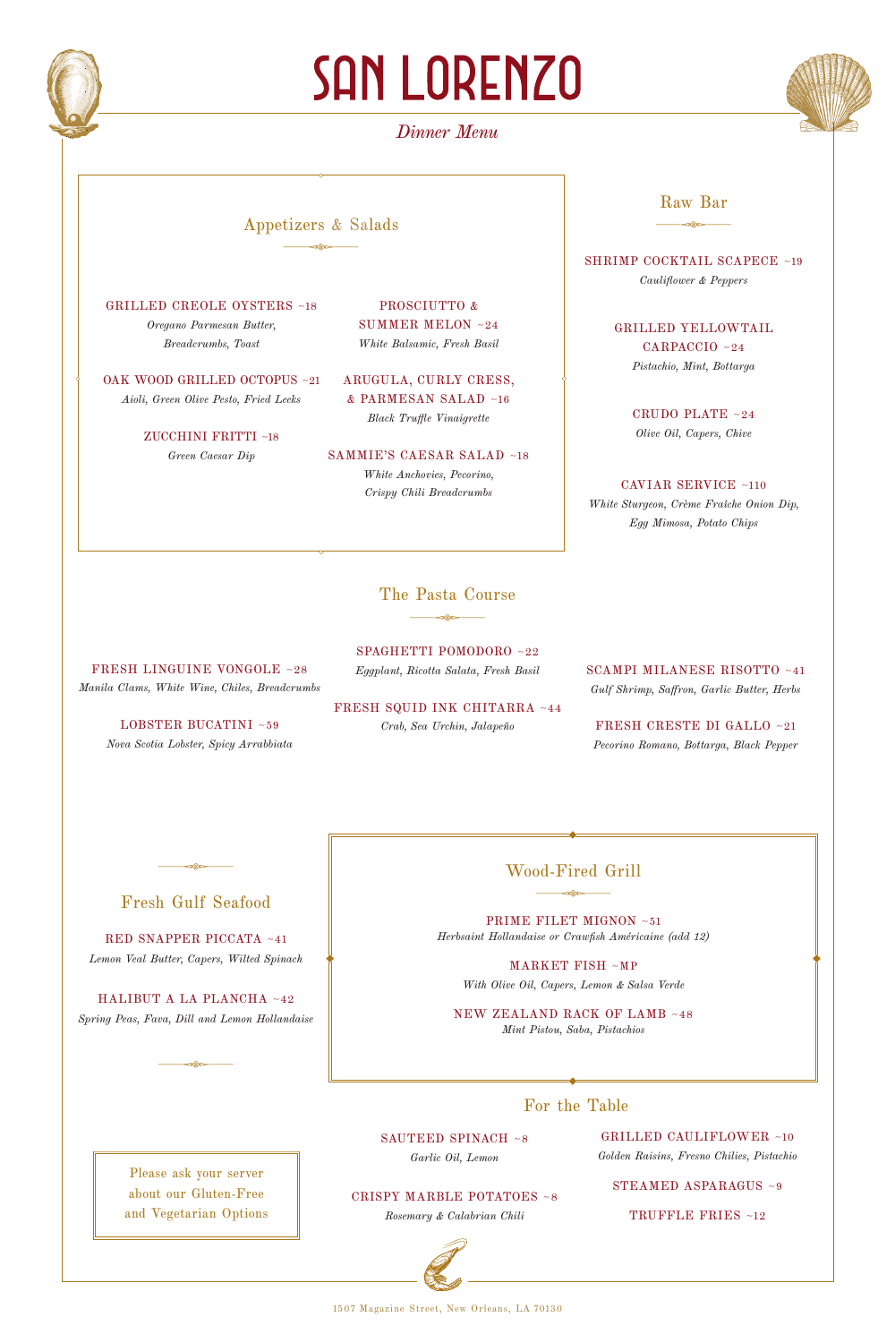# SAN LORENZO

*Dinner Menu*

## Appetizers & Salads

GRILLED CREOLE OYSTERS ~18
*Oregano Parmesan Butter, Breadcrumbs, Toast*

OAK WOOD GRILLED OCTOPUS ~21
*Aioli, Green Olive Pesto, Fried Leeks*

ZUCCHINI FRITTI ~18
*Green Caesar Dip*

PROSCIUTTO & SUMMER MELON ~24
*White Balsamic, Fresh Basil*

ARUGULA, CURLY CRESS, & PARMESAN SALAD ~16
*Black Truffle Vinaigrette*

SAMMIE'S CAESAR SALAD ~18
*White Anchovies, Pecorino, Crispy Chili Breadcrumbs*

## Raw Bar

SHRIMP COCKTAIL SCAPECE ~19
*Cauliflower & Peppers*

GRILLED YELLOWTAIL CARPACCIO ~24
*Pistachio, Mint, Bottarga*

CRUDO PLATE ~24
*Olive Oil, Capers, Chive*

CAVIAR SERVICE ~110
*White Sturgeon, Crème Fraîche Onion Dip, Egg Mimosa, Potato Chips*

## The Pasta Course

FRESH LINGUINE VONGOLE ~28
*Manila Clams, White Wine, Chiles, Breadcrumbs*

LOBSTER BUCATINI ~59
*Nova Scotia Lobster, Spicy Arrabbiata*

SPAGHETTI POMODORO ~22
*Eggplant, Ricotta Salata, Fresh Basil*

FRESH SQUID INK CHITARRA ~44
*Crab, Sea Urchin, Jalapeño*

SCAMPI MILANESE RISOTTO ~41
*Gulf Shrimp, Saffron, Garlic Butter, Herbs*

FRESH CRESTE DI GALLO ~21
*Pecorino Romano, Bottarga, Black Pepper*

## Fresh Gulf Seafood

RED SNAPPER PICCATA ~41
*Lemon Veal Butter, Capers, Wilted Spinach*

HALIBUT A LA PLANCHA ~42
*Spring Peas, Fava, Dill and Lemon Hollandaise*

## Wood-Fired Grill

PRIME FILET MIGNON ~51
*Herbsaint Hollandaise or Crawfish Américaine (add 12)*

MARKET FISH ~MP
*With Olive Oil, Capers, Lemon & Salsa Verde*

NEW ZEALAND RACK OF LAMB ~48
*Mint Pistou, Saba, Pistachios*

## For the Table

SAUTEED SPINACH ~8
*Garlic Oil, Lemon*

CRISPY MARBLE POTATOES ~8
*Rosemary & Calabrian Chili*

GRILLED CAULIFLOWER ~10
*Golden Raisins, Fresno Chilies, Pistachio*

STEAMED ASPARAGUS ~9

TRUFFLE FRIES ~12

Please ask your server about our Gluten-Free and Vegetarian Options

1507 Magazine Street, New Orleans, LA 70130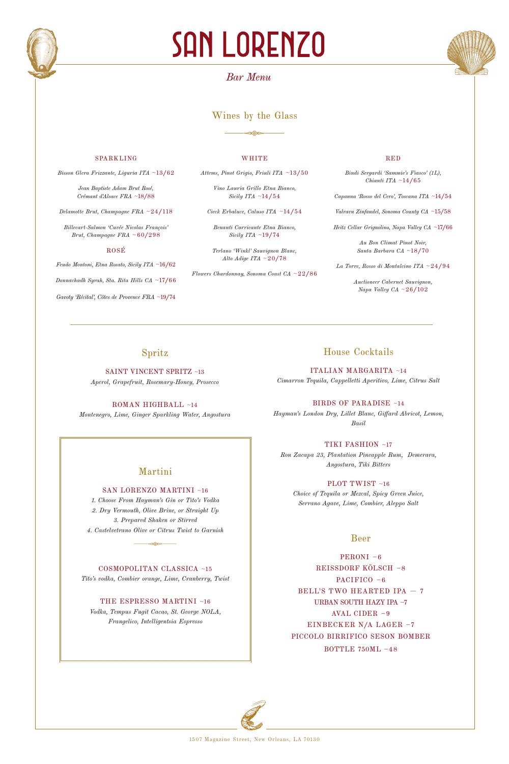# SAN LORENZO

*Bar Menu*

## Wines by the Glass

### SPARKLING

*Bisson Glera Frizzante, Liguria ITA* ~13/62

*Jean Baptiste Adam Brut Rosé, Crémant d'Alsace FRA* ~18/88

*Delamotte Brut, Champagne FRA* ~24/118

*Billecart-Salmon 'Cuvée Nicolas François' Brut, Champagne FRA* ~60/298

### ROSÉ

*Feudo Montoni, Etna Rosato, Sicily ITA* ~16/62

*Donnachadh Syrah, Sta. Rita Hills CA* ~17/66

*Gavoty 'Récital', Côtes de Provence FRA* ~19/74

### WHITE

*Attems, Pinot Grigio, Friuli ITA* ~13/50

*Vino Lauria Grillo Etna Bianco, Sicily ITA* ~14/54

*Cieck Erbaluce, Caluso ITA* ~14/54

*Benanti Carricante Etna Bianco, Sicily ITA* ~19/74

*Terlano 'Winkl' Sauvignon Blanc, Alto Adige ITA* ~20/78

*Flowers Chardonnay, Sonoma Coast CA* ~22/86

### RED

*Bindi Sergardi 'Sammie's Fiasco' (1L), Chianti ITA* ~14/65

*Capanna 'Rosso del Cero', Toscana ITA* ~14/54

*Valravn Zinfandel, Sonoma County CA* ~15/58

*Heitz Cellar Grignolino, Napa Valley CA* ~17/66

*Au Bon Climat Pinot Noir, Santa Barbara CA* ~18/70

*La Torre, Rosso di Montalcino ITA* ~24/94

*Auctioneer Cabernet Sauvignon, Napa Valley CA* ~26/102

---

## Spritz

SAINT VINCENT SPRITZ ~13
*Aperol, Grapefruit, Rosemary-Honey, Prosecco*

ROMAN HIGHBALL ~14
*Montenegro, Lime, Ginger Sparkling Water, Angostura*

## Martini

SAN LORENZO MARTINI ~16
*1. Choose From Hayman's Gin or Tito's Vodka*
*2. Dry Vermouth, Olive Brine, or Straight Up*
*3. Prepared Shaken or Stirred*
*4. Castelvetrano Olive or Citrus Twist to Garnish*

COSMOPOLITAN CLASSICA ~15
*Tito's vodka, Combier orange, Lime, Cranberry, Twist*

THE ESPRESSO MARTINI ~16
*Vodka, Tempus Fugit Cacao, St. George NOLA, Frangelico, Intelligentsia Espresso*

## House Cocktails

ITALIAN MARGARITA ~14
*Cimarron Tequila, Cappelletti Aperitivo, Lime, Citrus Salt*

BIRDS OF PARADISE ~14
*Hayman's London Dry, Lillet Blanc, Giffard Abricot, Lemon, Basil*

TIKI FASHION ~17
*Ron Zacapa 23, Plantation Pineapple Rum, Demerara, Angostura, Tiki Bitters*

PLOT TWIST ~16
*Choice of Tequila or Mezcal, Spicy Green Juice, Serrano Agave, Lime, Combier, Aleppo Salt*

## Beer

PERONI ~6
REISSDORF KÖLSCH ~8
PACIFICO ~6
BELL'S TWO HEARTED IPA — 7
URBAN SOUTH HAZY IPA ~7
AVAL CIDER ~9
EINBECKER N/A LAGER ~7
PICCOLO BIRRIFICO SESON BOMBER
BOTTLE 750ML ~48

1507 Magazine Street, New Orleans, LA 70130